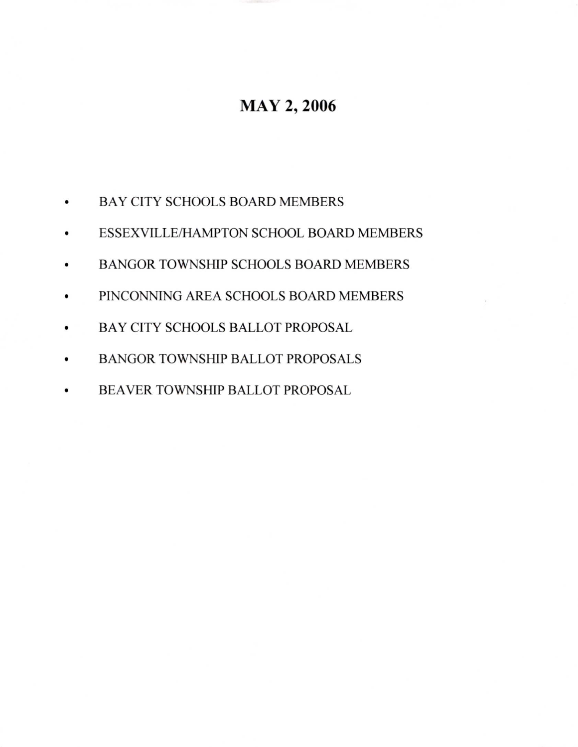# MAY 2, 2006

- BAY CITY SCHOOLS BOARD MEMBERS
- ESSEXVILLE/HAMPTON SCHOOL BOARD MEMBERS
- BANGOR TOWNSHIP SCHOOLS BOARD MEMBERS
- PINCONNING AREA SCHOOLS BOARD MEMBERS
- BAY CITY SCHOOLS BALLOT PROPOSAL
- BANGOR TOWNSHIP BALLOT PROPOSALS
- BEAVER TOWNSHIP BALLOT PROPOSAL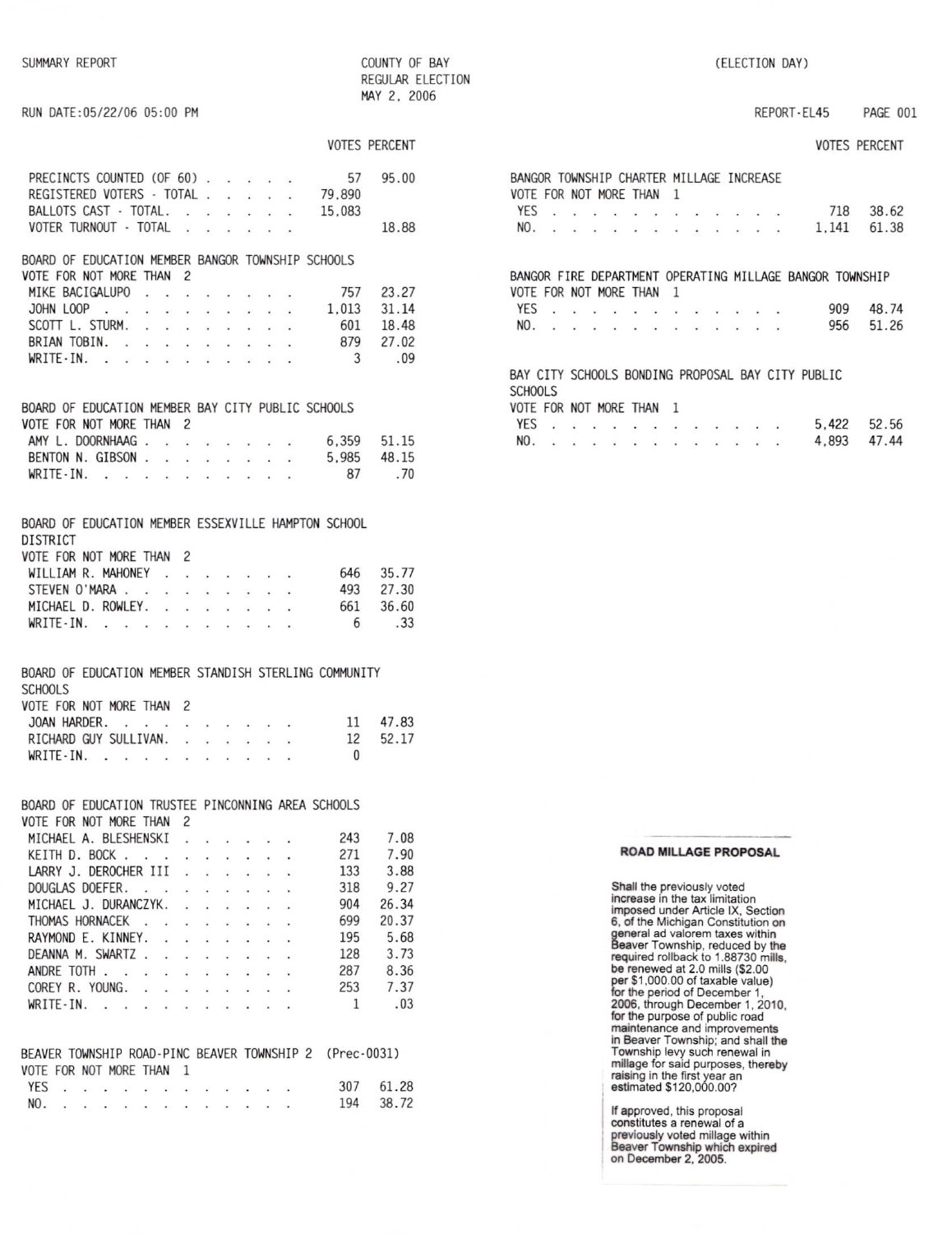SUMMARY REPORT

COUNTY OF BAY
REGULAR ELECTION
MAY 2, 2006

(ELECTION DAY)

RUN DATE:05/22/06 05:00 PM

REPORT-EL45

| | VOTES | PERCENT |
|---|---|---|
| PRECINCTS COUNTED (OF 60) | 57 | 95.00 |
| REGISTERED VOTERS - TOTAL | 79,890 | |
| BALLOTS CAST - TOTAL | 15,083 | |
| VOTER TURNOUT - TOTAL | | 18.88 |

BOARD OF EDUCATION MEMBER BANGOR TOWNSHIP SCHOOLS
VOTE FOR NOT MORE THAN 2

| | VOTES | PERCENT |
|---|---|---|
| MIKE BACIGALUPO | 757 | 23.27 |
| JOHN LOOP | 1,013 | 31.14 |
| SCOTT L. STURM | 601 | 18.48 |
| BRIAN TOBIN | 879 | 27.02 |
| WRITE-IN | 3 | .09 |

BOARD OF EDUCATION MEMBER BAY CITY PUBLIC SCHOOLS
VOTE FOR NOT MORE THAN 2

| | VOTES | PERCENT |
|---|---|---|
| AMY L. DOORNHAAG | 6,359 | 51.15 |
| BENTON N. GIBSON | 5,985 | 48.15 |
| WRITE-IN | 87 | .70 |

BOARD OF EDUCATION MEMBER ESSEXVILLE HAMPTON SCHOOL DISTRICT
VOTE FOR NOT MORE THAN 2

| | VOTES | PERCENT |
|---|---|---|
| WILLIAM R. MAHONEY | 646 | 35.77 |
| STEVEN O'MARA | 493 | 27.30 |
| MICHAEL D. ROWLEY | 661 | 36.60 |
| WRITE-IN | 6 | .33 |

BOARD OF EDUCATION MEMBER STANDISH STERLING COMMUNITY SCHOOLS
VOTE FOR NOT MORE THAN 2

| | VOTES | PERCENT |
|---|---|---|
| JOAN HARDER | 11 | 47.83 |
| RICHARD GUY SULLIVAN | 12 | 52.17 |
| WRITE-IN | 0 | |

BOARD OF EDUCATION TRUSTEE PINCONNING AREA SCHOOLS
VOTE FOR NOT MORE THAN 2

| | VOTES | PERCENT |
|---|---|---|
| MICHAEL A. BLESHENSKI | 243 | 7.08 |
| KEITH D. BOCK | 271 | 7.90 |
| LARRY J. DEROCHER III | 133 | 3.88 |
| DOUGLAS DOEFER | 318 | 9.27 |
| MICHAEL J. DURANCZYK | 904 | 26.34 |
| THOMAS HORNACEK | 699 | 20.37 |
| RAYMOND E. KINNEY | 195 | 5.68 |
| DEANNA M. SWARTZ | 128 | 3.73 |
| ANDRE TOTH | 287 | 8.36 |
| COREY R. YOUNG | 253 | 7.37 |
| WRITE-IN | 1 | .03 |

BEAVER TOWNSHIP ROAD-PINC BEAVER TOWNSHIP 2 (Prec-0031)
VOTE FOR NOT MORE THAN 1

| | VOTES | PERCENT |
|---|---|---|
| YES | 307 | 61.28 |
| NO | 194 | 38.72 |

BANGOR TOWNSHIP CHARTER MILLAGE INCREASE
VOTE FOR NOT MORE THAN 1

| | VOTES | PERCENT |
|---|---|---|
| YES | 718 | 38.62 |
| NO | 1,141 | 61.38 |

BANGOR FIRE DEPARTMENT OPERATING MILLAGE BANGOR TOWNSHIP
VOTE FOR NOT MORE THAN 1

| | VOTES | PERCENT |
|---|---|---|
| YES | 909 | 48.74 |
| NO | 956 | 51.26 |

BAY CITY SCHOOLS BONDING PROPOSAL BAY CITY PUBLIC SCHOOLS
VOTE FOR NOT MORE THAN 1

| | VOTES | PERCENT |
|---|---|---|
| YES | 5,422 | 52.56 |
| NO | 4,893 | 47.44 |

**ROAD MILLAGE PROPOSAL**

Shall the previously voted increase in the tax limitation imposed under Article IX, Section 6, of the Michigan Constitution on general ad valorem taxes within Beaver Township, reduced by the required rollback to 1.88730 mills, be renewed at 2.0 mills ($2.00 per $1,000.00 of taxable value) for the period of December 1, 2006, through December 1, 2010, for the purpose of public road maintenance and improvements in Beaver Township; and shall the Township levy such renewal in millage for said purposes, thereby raising in the first year an estimated $120,000.00?

If approved, this proposal constitutes a renewal of a previously voted millage within Beaver Township which expired on December 2, 2005.